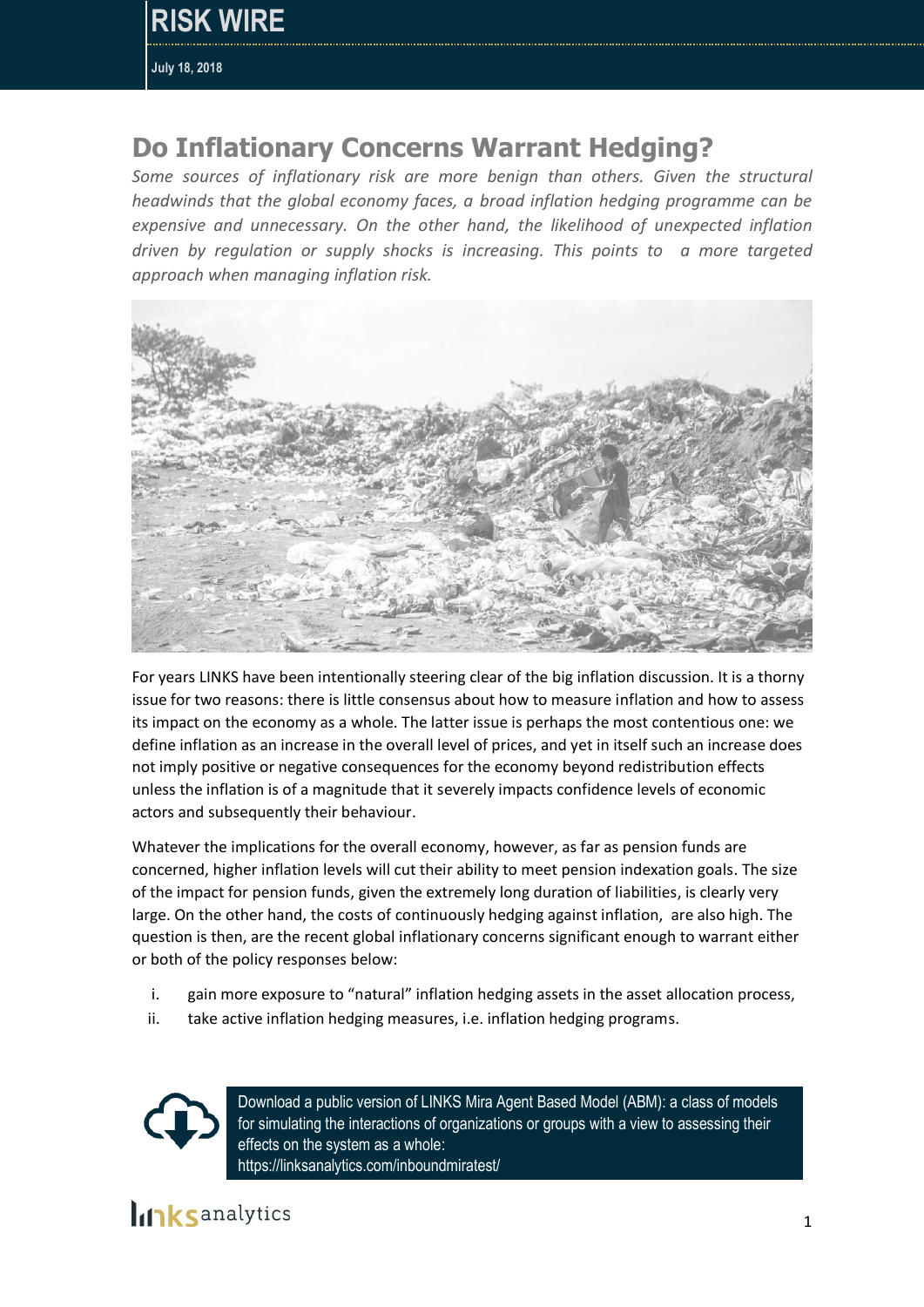# Do Inflationary Concerns Warrant Hedging?

*Some sources of inflationary risk are more benign than others. Given the structural headwinds that the global economy faces, a broad inflation hedging programme can be expensive and unnecessary. On the other hand, the likelihood of unexpected inflation driven by regulation or supply shocks is increasing. This points to a more targeted approach when managing inflation risk.*

For years LINKS have been intentionally steering clear of the big inflation discussion. It is a thorny issue for two reasons: there is little consensus about how to measure inflation and how to assess its impact on the economy as a whole. The latter issue is perhaps the most contentious one: we define inflation as an increase in the overall level of prices, and yet in itself such an increase does not imply positive or negative consequences for the economy beyond redistribution effects unless the inflation is of a magnitude that it severely impacts confidence levels of economic actors and subsequently their behaviour.

Whatever the implications for the overall economy, however, as far as pension funds are concerned, higher inflation levels will cut their ability to meet pension indexation goals. The size of the impact for pension funds, given the extremely long duration of liabilities, is clearly very large. On the other hand, the costs of continuously hedging against inflation, are also high. The question is then, are the recent global inflationary concerns significant enough to warrant either or both of the policy responses below:

i. gain more exposure to "natural" inflation hedging assets in the asset allocation process,
ii. take active inflation hedging measures, i.e. inflation hedging programs.

Download a public version of LINKS Mira Agent Based Model (ABM): a class of models for simulating the interactions of organizations or groups with a view to assessing their effects on the system as a whole: https://linksanalytics.com/inboundmiratest/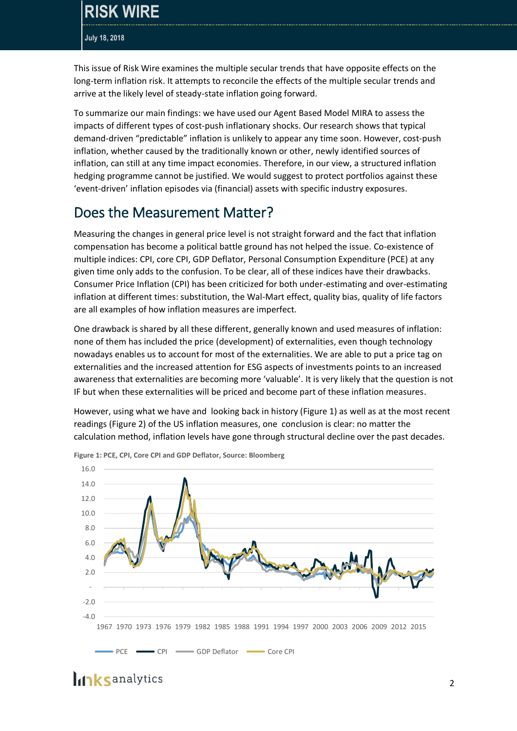This issue of Risk Wire examines the multiple secular trends that have opposite effects on the long-term inflation risk. It attempts to reconcile the effects of the multiple secular trends and arrive at the likely level of steady-state inflation going forward.

To summarize our main findings: we have used our Agent Based Model MIRA to assess the impacts of different types of cost-push inflationary shocks. Our research shows that typical demand-driven "predictable" inflation is unlikely to appear any time soon. However, cost-push inflation, whether caused by the traditionally known or other, newly identified sources of inflation, can still at any time impact economies. Therefore, in our view, a structured inflation hedging programme cannot be justified. We would suggest to protect portfolios against these 'event-driven' inflation episodes via (financial) assets with specific industry exposures.

## Does the Measurement Matter?

Measuring the changes in general price level is not straight forward and the fact that inflation compensation has become a political battle ground has not helped the issue. Co-existence of multiple indices: CPI, core CPI, GDP Deflator, Personal Consumption Expenditure (PCE) at any given time only adds to the confusion. To be clear, all of these indices have their drawbacks. Consumer Price Inflation (CPI) has been criticized for both under-estimating and over-estimating inflation at different times: substitution, the Wal-Mart effect, quality bias, quality of life factors are all examples of how inflation measures are imperfect.

One drawback is shared by all these different, generally known and used measures of inflation: none of them has included the price (development) of externalities, even though technology nowadays enables us to account for most of the externalities. We are able to put a price tag on externalities and the increased attention for ESG aspects of investments points to an increased awareness that externalities are becoming more 'valuable'. It is very likely that the question is not IF but when these externalities will be priced and become part of these inflation measures.

However, using what we have and looking back in history (Figure 1) as well as at the most recent readings (Figure 2) of the US inflation measures, one conclusion is clear: no matter the calculation method, inflation levels have gone through structural decline over the past decades.

**Figure 1: PCE, CPI, Core CPI and GDP Deflator, Source: Bloomberg**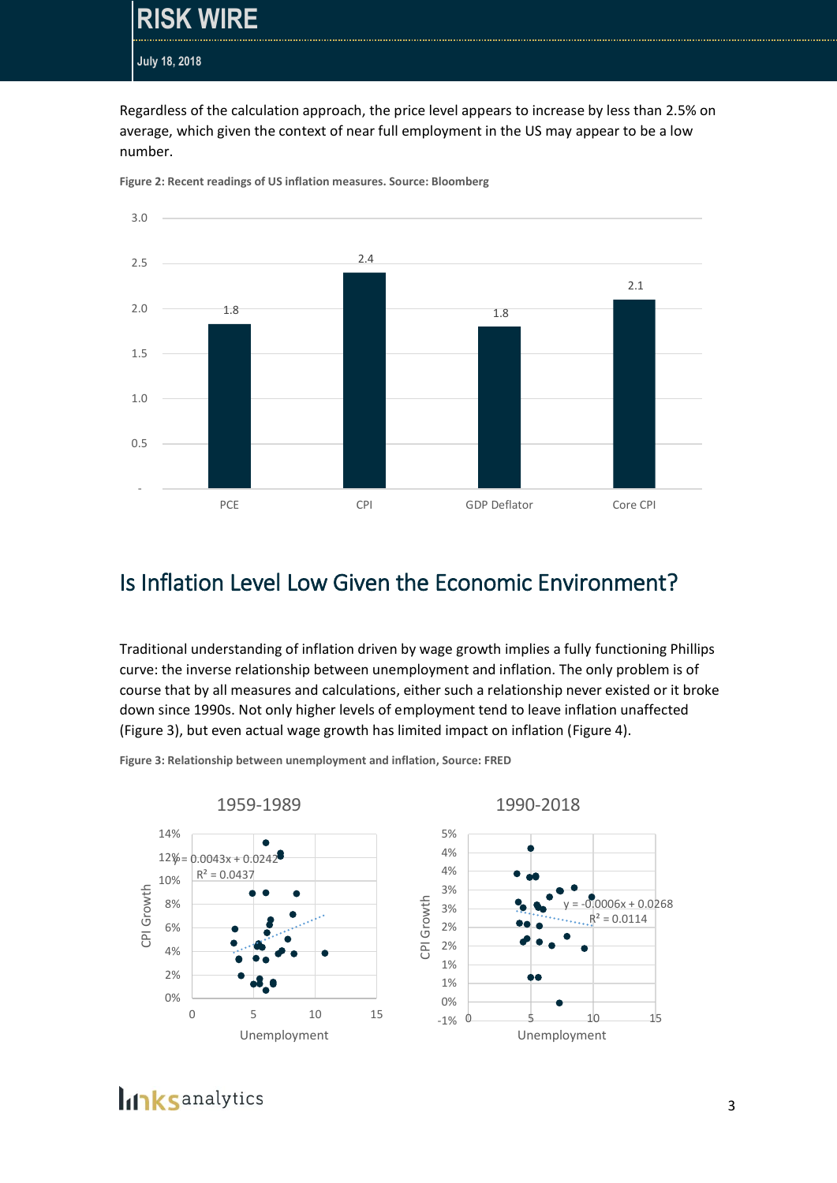Regardless of the calculation approach, the price level appears to increase by less than 2.5% on average, which given the context of near full employment in the US may appear to be a low number.

**Figure 2: Recent readings of US inflation measures. Source: Bloomberg**

| | PCE | CPI | GDP Deflator | Core CPI |
|---|---|---|---|---|
| Value | 1.8 | 2.4 | 1.8 | 2.1 |

## Is Inflation Level Low Given the Economic Environment?

Traditional understanding of inflation driven by wage growth implies a fully functioning Phillips curve: the inverse relationship between unemployment and inflation. The only problem is of course that by all measures and calculations, either such a relationship never existed or it broke down since 1990s. Not only higher levels of employment tend to leave inflation unaffected (Figure 3), but even actual wage growth has limited impact on inflation (Figure 4).

**Figure 3: Relationship between unemployment and inflation, Source: FRED**

1959-1989: $y = 0.0043x + 0.0242$, $R^2 = 0.0437$

1990-2018: $y = -0.0006x + 0.0268$, $R^2 = 0.0114$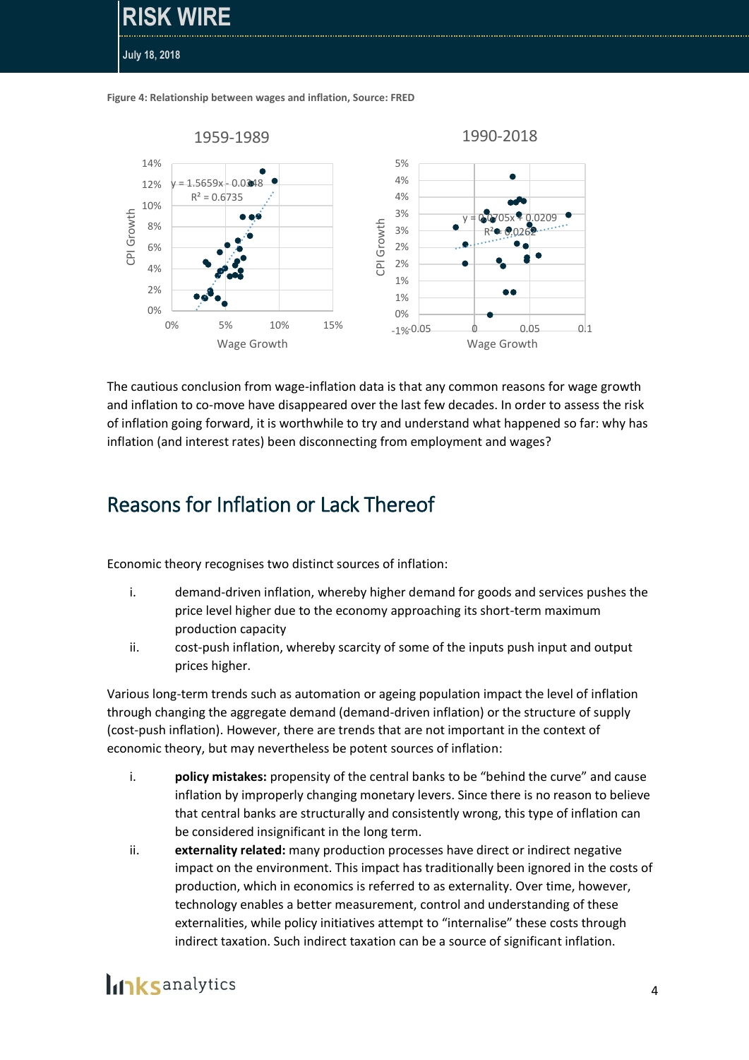Figure 4: Relationship between wages and inflation, Source: FRED

The cautious conclusion from wage-inflation data is that any common reasons for wage growth and inflation to co-move have disappeared over the last few decades. In order to assess the risk of inflation going forward, it is worthwhile to try and understand what happened so far: why has inflation (and interest rates) been disconnecting from employment and wages?

## Reasons for Inflation or Lack Thereof

Economic theory recognises two distinct sources of inflation:

i. demand-driven inflation, whereby higher demand for goods and services pushes the price level higher due to the economy approaching its short-term maximum production capacity
ii. cost-push inflation, whereby scarcity of some of the inputs push input and output prices higher.

Various long-term trends such as automation or ageing population impact the level of inflation through changing the aggregate demand (demand-driven inflation) or the structure of supply (cost-push inflation). However, there are trends that are not important in the context of economic theory, but may nevertheless be potent sources of inflation:

i. **policy mistakes:** propensity of the central banks to be "behind the curve" and cause inflation by improperly changing monetary levers. Since there is no reason to believe that central banks are structurally and consistently wrong, this type of inflation can be considered insignificant in the long term.
ii. **externality related:** many production processes have direct or indirect negative impact on the environment. This impact has traditionally been ignored in the costs of production, which in economics is referred to as externality. Over time, however, technology enables a better measurement, control and understanding of these externalities, while policy initiatives attempt to "internalise" these costs through indirect taxation. Such indirect taxation can be a source of significant inflation.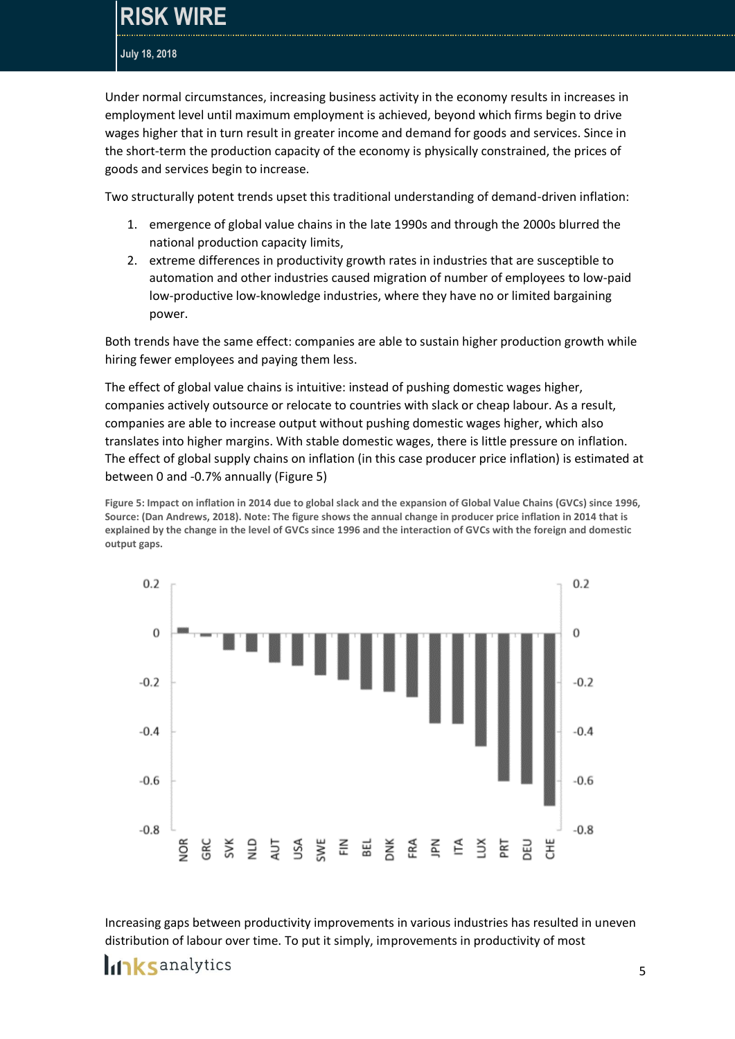Under normal circumstances, increasing business activity in the economy results in increases in employment level until maximum employment is achieved, beyond which firms begin to drive wages higher that in turn result in greater income and demand for goods and services. Since in the short-term the production capacity of the economy is physically constrained, the prices of goods and services begin to increase.

Two structurally potent trends upset this traditional understanding of demand-driven inflation:

1. emergence of global value chains in the late 1990s and through the 2000s blurred the national production capacity limits,
2. extreme differences in productivity growth rates in industries that are susceptible to automation and other industries caused migration of number of employees to low-paid low-productive low-knowledge industries, where they have no or limited bargaining power.

Both trends have the same effect: companies are able to sustain higher production growth while hiring fewer employees and paying them less.

The effect of global value chains is intuitive: instead of pushing domestic wages higher, companies actively outsource or relocate to countries with slack or cheap labour. As a result, companies are able to increase output without pushing domestic wages higher, which also translates into higher margins. With stable domestic wages, there is little pressure on inflation. The effect of global supply chains on inflation (in this case producer price inflation) is estimated at between 0 and -0.7% annually (Figure 5)

**Figure 5: Impact on inflation in 2014 due to global slack and the expansion of Global Value Chains (GVCs) since 1996, Source: (Dan Andrews, 2018). Note: The figure shows the annual change in producer price inflation in 2014 that is explained by the change in the level of GVCs since 1996 and the interaction of GVCs with the foreign and domestic output gaps.**

| Country | Value (approx.) |
|---|---|
| NOR | 0.02 |
| GRC | -0.02 |
| SVK | -0.07 |
| NLD | -0.08 |
| AUT | -0.12 |
| USA | -0.13 |
| SWE | -0.17 |
| FIN | -0.19 |
| BEL | -0.23 |
| DNK | -0.24 |
| FRA | -0.26 |
| JPN | -0.37 |
| ITA | -0.37 |
| LUX | -0.46 |
| PRT | -0.60 |
| DEU | -0.61 |
| CHE | -0.70 |

Increasing gaps between productivity improvements in various industries has resulted in uneven distribution of labour over time. To put it simply, improvements in productivity of most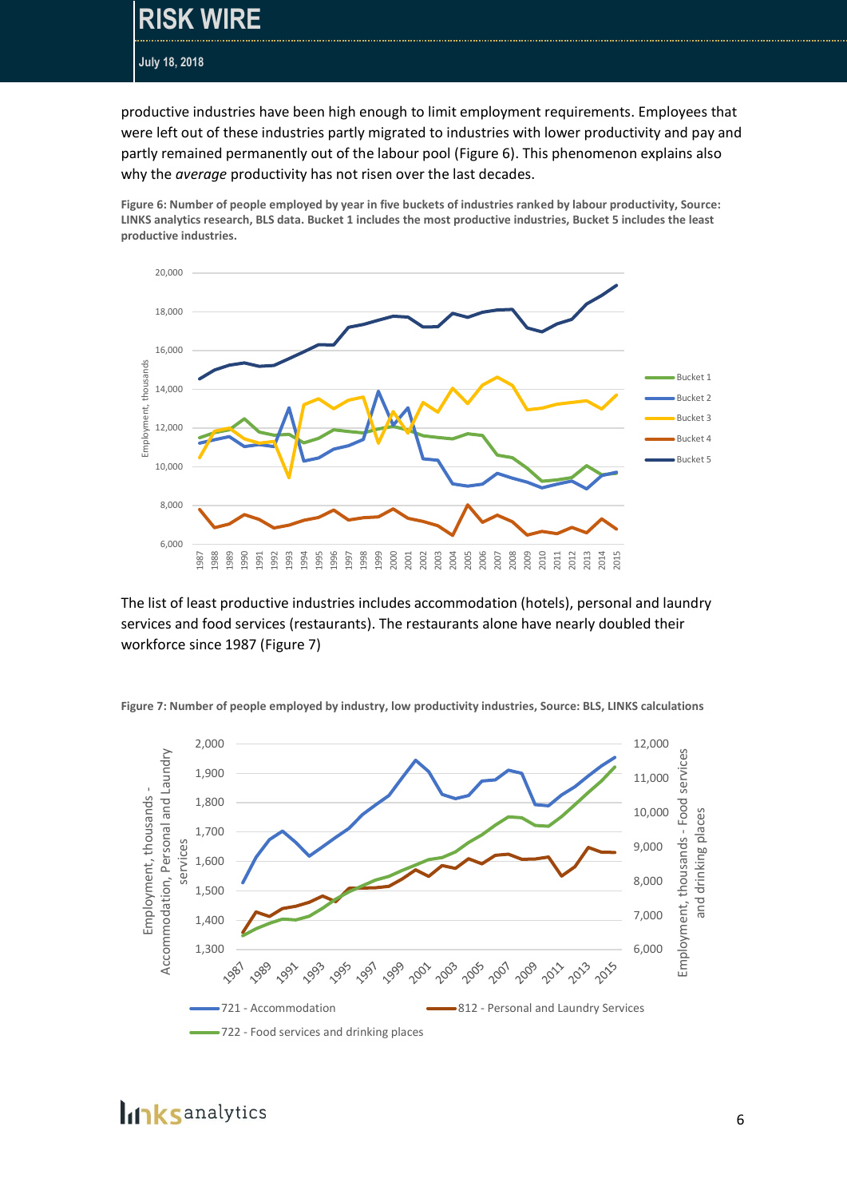productive industries have been high enough to limit employment requirements. Employees that were left out of these industries partly migrated to industries with lower productivity and pay and partly remained permanently out of the labour pool (Figure 6). This phenomenon explains also why the *average* productivity has not risen over the last decades.

**Figure 6: Number of people employed by year in five buckets of industries ranked by labour productivity, Source: LINKS analytics research, BLS data. Bucket 1 includes the most productive industries, Bucket 5 includes the least productive industries.**

The list of least productive industries includes accommodation (hotels), personal and laundry services and food services (restaurants). The restaurants alone have nearly doubled their workforce since 1987 (Figure 7)

**Figure 7: Number of people employed by industry, low productivity industries, Source: BLS, LINKS calculations**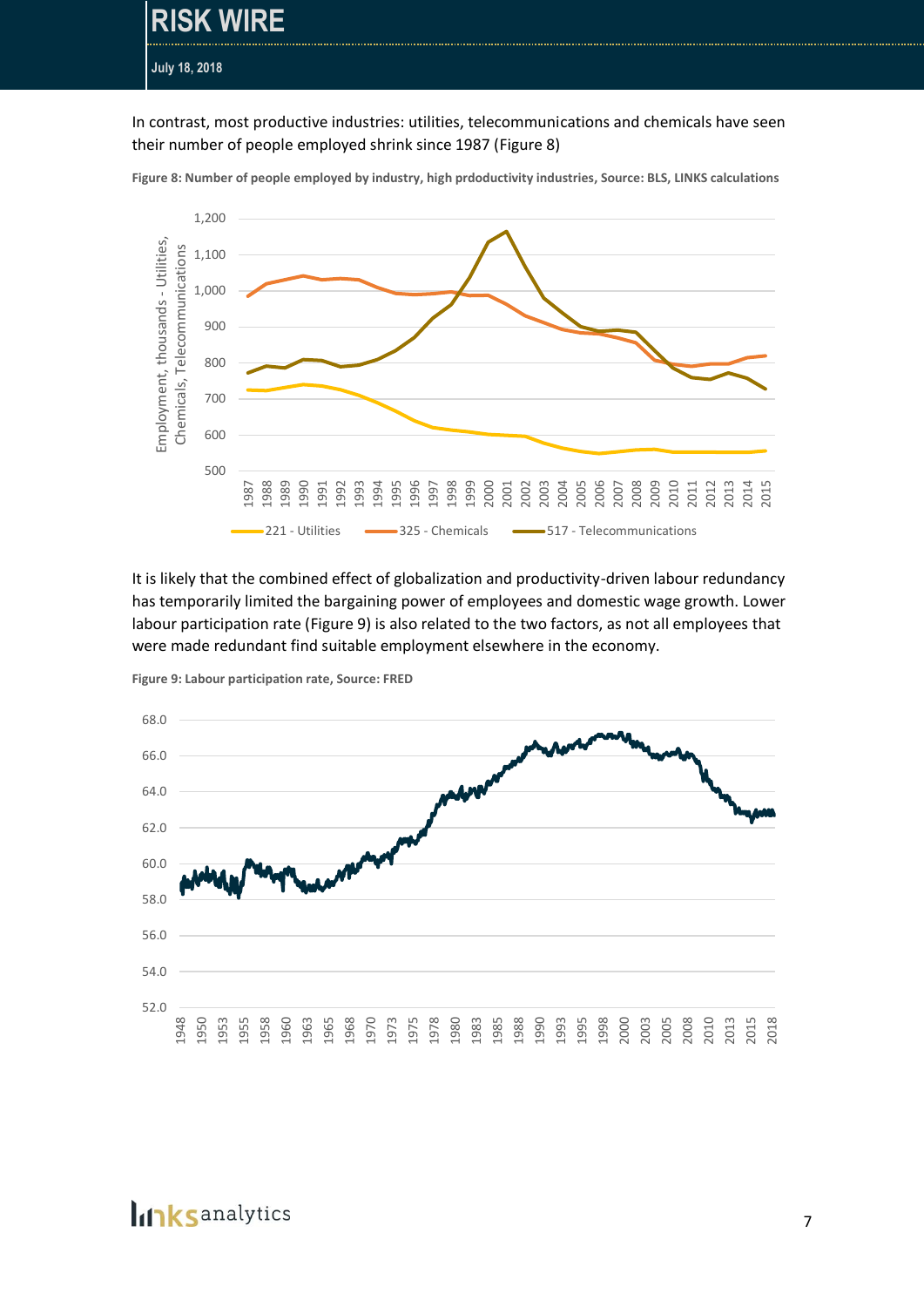In contrast, most productive industries: utilities, telecommunications and chemicals have seen their number of people employed shrink since 1987 (Figure 8)

**Figure 8: Number of people employed by industry, high prdoductivity industries, Source: BLS, LINKS calculations**

It is likely that the combined effect of globalization and productivity-driven labour redundancy has temporarily limited the bargaining power of employees and domestic wage growth. Lower labour participation rate (Figure 9) is also related to the two factors, as not all employees that were made redundant find suitable employment elsewhere in the economy.

**Figure 9: Labour participation rate, Source: FRED**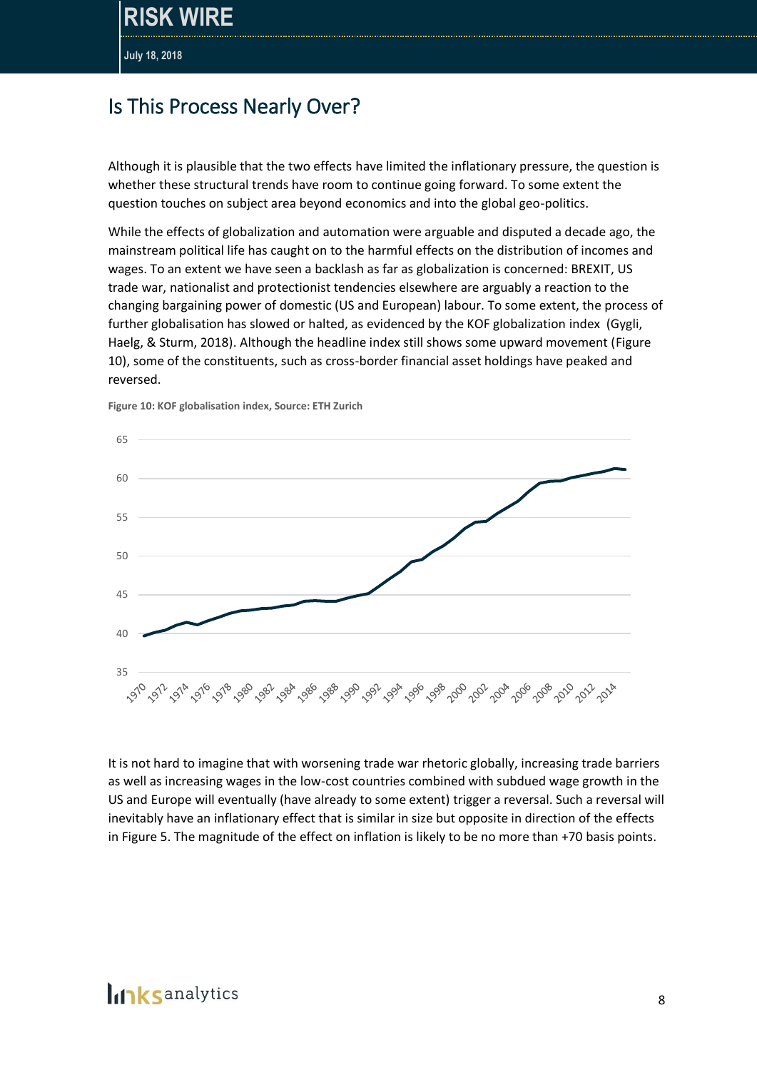## Is This Process Nearly Over?

Although it is plausible that the two effects have limited the inflationary pressure, the question is whether these structural trends have room to continue going forward. To some extent the question touches on subject area beyond economics and into the global geo-politics.

While the effects of globalization and automation were arguable and disputed a decade ago, the mainstream political life has caught on to the harmful effects on the distribution of incomes and wages. To an extent we have seen a backlash as far as globalization is concerned: BREXIT, US trade war, nationalist and protectionist tendencies elsewhere are arguably a reaction to the changing bargaining power of domestic (US and European) labour. To some extent, the process of further globalisation has slowed or halted, as evidenced by the KOF globalization index (Gygli, Haelg, & Sturm, 2018). Although the headline index still shows some upward movement (Figure 10), some of the constituents, such as cross-border financial asset holdings have peaked and reversed.

**Figure 10: KOF globalisation index, Source: ETH Zurich**

It is not hard to imagine that with worsening trade war rhetoric globally, increasing trade barriers as well as increasing wages in the low-cost countries combined with subdued wage growth in the US and Europe will eventually (have already to some extent) trigger a reversal. Such a reversal will inevitably have an inflationary effect that is similar in size but opposite in direction of the effects in Figure 5. The magnitude of the effect on inflation is likely to be no more than +70 basis points.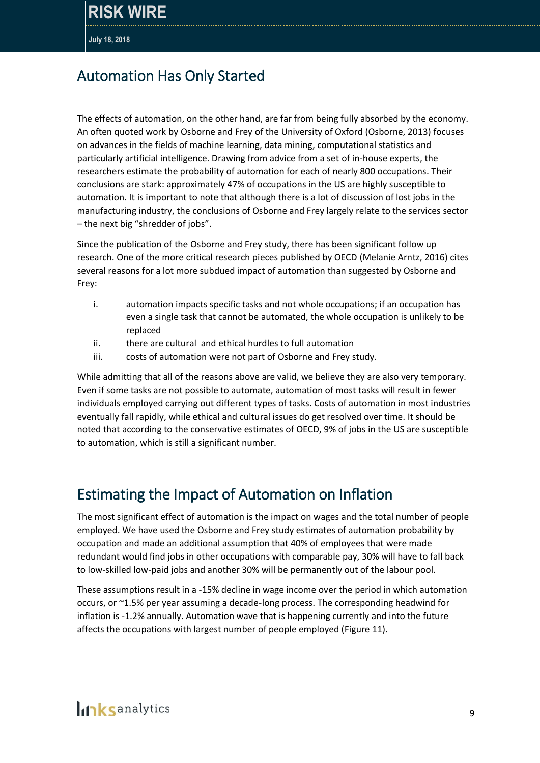## Automation Has Only Started

The effects of automation, on the other hand, are far from being fully absorbed by the economy. An often quoted work by Osborne and Frey of the University of Oxford (Osborne, 2013) focuses on advances in the fields of machine learning, data mining, computational statistics and particularly artificial intelligence. Drawing from advice from a set of in-house experts, the researchers estimate the probability of automation for each of nearly 800 occupations. Their conclusions are stark: approximately 47% of occupations in the US are highly susceptible to automation. It is important to note that although there is a lot of discussion of lost jobs in the manufacturing industry, the conclusions of Osborne and Frey largely relate to the services sector – the next big "shredder of jobs".

Since the publication of the Osborne and Frey study, there has been significant follow up research. One of the more critical research pieces published by OECD (Melanie Arntz, 2016) cites several reasons for a lot more subdued impact of automation than suggested by Osborne and Frey:

i. automation impacts specific tasks and not whole occupations; if an occupation has even a single task that cannot be automated, the whole occupation is unlikely to be replaced
ii. there are cultural and ethical hurdles to full automation
iii. costs of automation were not part of Osborne and Frey study.

While admitting that all of the reasons above are valid, we believe they are also very temporary. Even if some tasks are not possible to automate, automation of most tasks will result in fewer individuals employed carrying out different types of tasks. Costs of automation in most industries eventually fall rapidly, while ethical and cultural issues do get resolved over time. It should be noted that according to the conservative estimates of OECD, 9% of jobs in the US are susceptible to automation, which is still a significant number.

## Estimating the Impact of Automation on Inflation

The most significant effect of automation is the impact on wages and the total number of people employed. We have used the Osborne and Frey study estimates of automation probability by occupation and made an additional assumption that 40% of employees that were made redundant would find jobs in other occupations with comparable pay, 30% will have to fall back to low-skilled low-paid jobs and another 30% will be permanently out of the labour pool.

These assumptions result in a -15% decline in wage income over the period in which automation occurs, or ~1.5% per year assuming a decade-long process. The corresponding headwind for inflation is -1.2% annually. Automation wave that is happening currently and into the future affects the occupations with largest number of people employed (Figure 11).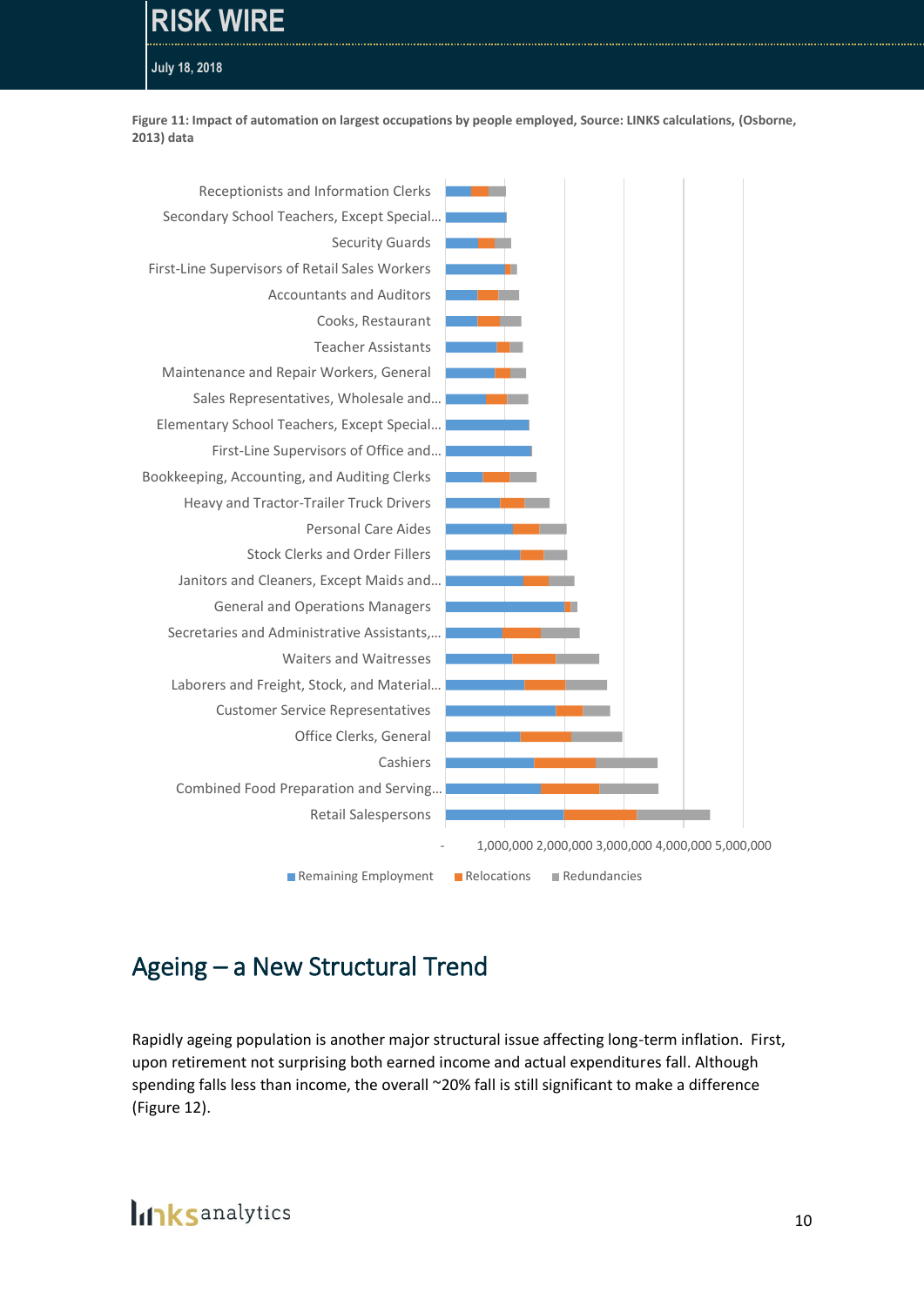Figure 11: Impact of automation on largest occupations by people employed, Source: LINKS calculations, (Osborne, 2013) data

## Ageing – a New Structural Trend

Rapidly ageing population is another major structural issue affecting long-term inflation. First, upon retirement not surprising both earned income and actual expenditures fall. Although spending falls less than income, the overall ~20% fall is still significant to make a difference (Figure 12).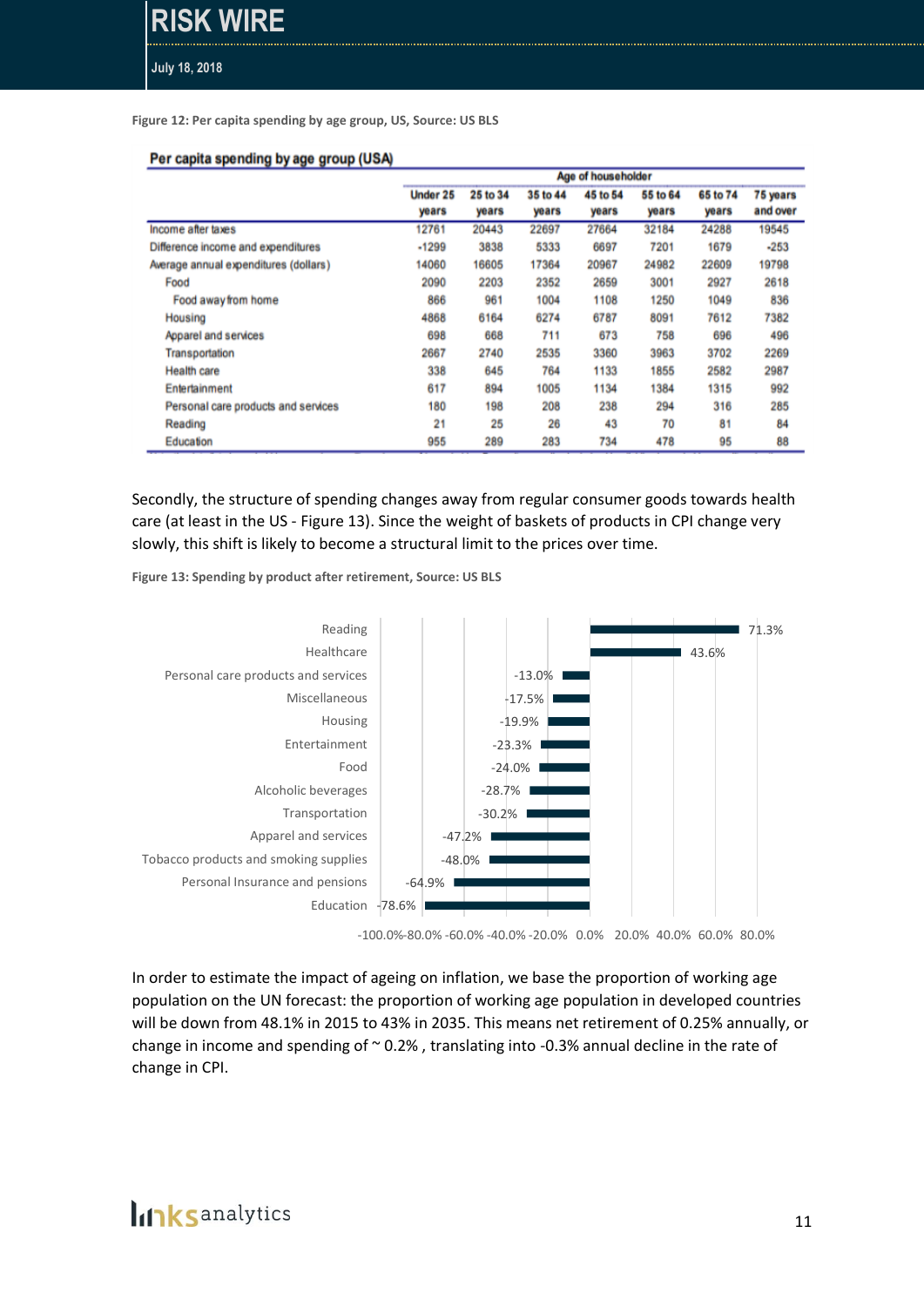**Figure 12: Per capita spending by age group, US, Source: US BLS**

**Per capita spending by age group (USA)**

| | Age of householder | | | | | | |
|---|---|---|---|---|---|---|---|
| | Under 25 years | 25 to 34 years | 35 to 44 years | 45 to 54 years | 55 to 64 years | 65 to 74 years | 75 years and over |
| Income after taxes | 12761 | 20443 | 22697 | 27664 | 32184 | 24288 | 19545 |
| Difference income and expenditures | -1299 | 3838 | 5333 | 6697 | 7201 | 1679 | -253 |
| Average annual expenditures (dollars) | 14060 | 16605 | 17364 | 20967 | 24982 | 22609 | 19798 |
| Food | 2090 | 2203 | 2352 | 2659 | 3001 | 2927 | 2618 |
| Food away from home | 866 | 961 | 1004 | 1108 | 1250 | 1049 | 836 |
| Housing | 4868 | 6164 | 6274 | 6787 | 8091 | 7612 | 7382 |
| Apparel and services | 698 | 668 | 711 | 673 | 758 | 696 | 496 |
| Transportation | 2667 | 2740 | 2535 | 3360 | 3963 | 3702 | 2269 |
| Health care | 338 | 645 | 764 | 1133 | 1855 | 2582 | 2987 |
| Entertainment | 617 | 894 | 1005 | 1134 | 1384 | 1315 | 992 |
| Personal care products and services | 180 | 198 | 208 | 238 | 294 | 316 | 285 |
| Reading | 21 | 25 | 26 | 43 | 70 | 81 | 84 |
| Education | 955 | 289 | 283 | 734 | 478 | 95 | 88 |

Secondly, the structure of spending changes away from regular consumer goods towards health care (at least in the US - Figure 13). Since the weight of baskets of products in CPI change very slowly, this shift is likely to become a structural limit to the prices over time.

**Figure 13: Spending by product after retirement, Source: US BLS**

| Product | Change |
|---|---|
| Reading | 71.3% |
| Healthcare | 43.6% |
| Personal care products and services | -13.0% |
| Miscellaneous | -17.5% |
| Housing | -19.9% |
| Entertainment | -23.3% |
| Food | -24.0% |
| Alcoholic beverages | -28.7% |
| Transportation | -30.2% |
| Apparel and services | -47.2% |
| Tobacco products and smoking supplies | -48.0% |
| Personal Insurance and pensions | -64.9% |
| Education | -78.6% |

In order to estimate the impact of ageing on inflation, we base the proportion of working age population on the UN forecast: the proportion of working age population in developed countries will be down from 48.1% in 2015 to 43% in 2035. This means net retirement of 0.25% annually, or change in income and spending of ~ 0.2% , translating into -0.3% annual decline in the rate of change in CPI.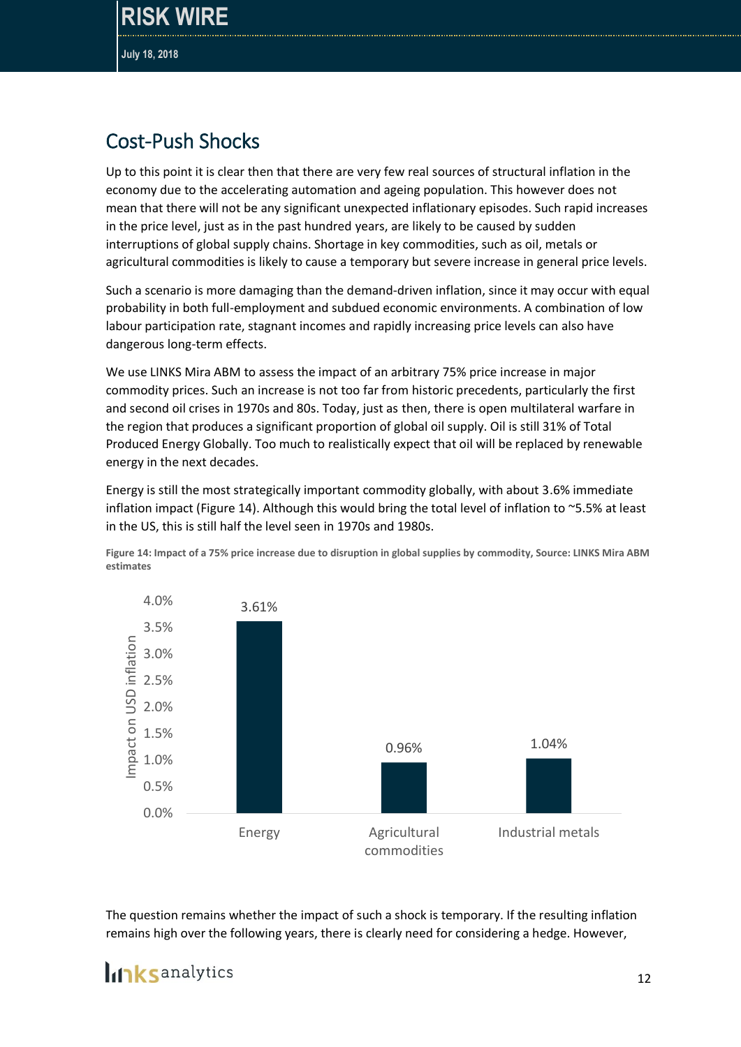## Cost-Push Shocks

Up to this point it is clear then that there are very few real sources of structural inflation in the economy due to the accelerating automation and ageing population. This however does not mean that there will not be any significant unexpected inflationary episodes. Such rapid increases in the price level, just as in the past hundred years, are likely to be caused by sudden interruptions of global supply chains. Shortage in key commodities, such as oil, metals or agricultural commodities is likely to cause a temporary but severe increase in general price levels.

Such a scenario is more damaging than the demand-driven inflation, since it may occur with equal probability in both full-employment and subdued economic environments. A combination of low labour participation rate, stagnant incomes and rapidly increasing price levels can also have dangerous long-term effects.

We use LINKS Mira ABM to assess the impact of an arbitrary 75% price increase in major commodity prices. Such an increase is not too far from historic precedents, particularly the first and second oil crises in 1970s and 80s. Today, just as then, there is open multilateral warfare in the region that produces a significant proportion of global oil supply. Oil is still 31% of Total Produced Energy Globally. Too much to realistically expect that oil will be replaced by renewable energy in the next decades.

Energy is still the most strategically important commodity globally, with about 3.6% immediate inflation impact (Figure 14). Although this would bring the total level of inflation to ~5.5% at least in the US, this is still half the level seen in 1970s and 1980s.

**Figure 14: Impact of a 75% price increase due to disruption in global supplies by commodity, Source: LINKS Mira ABM estimates**

| Commodity | Impact on USD inflation |
|---|---|
| Energy | 3.61% |
| Agricultural commodities | 0.96% |
| Industrial metals | 1.04% |

The question remains whether the impact of such a shock is temporary. If the resulting inflation remains high over the following years, there is clearly need for considering a hedge. However,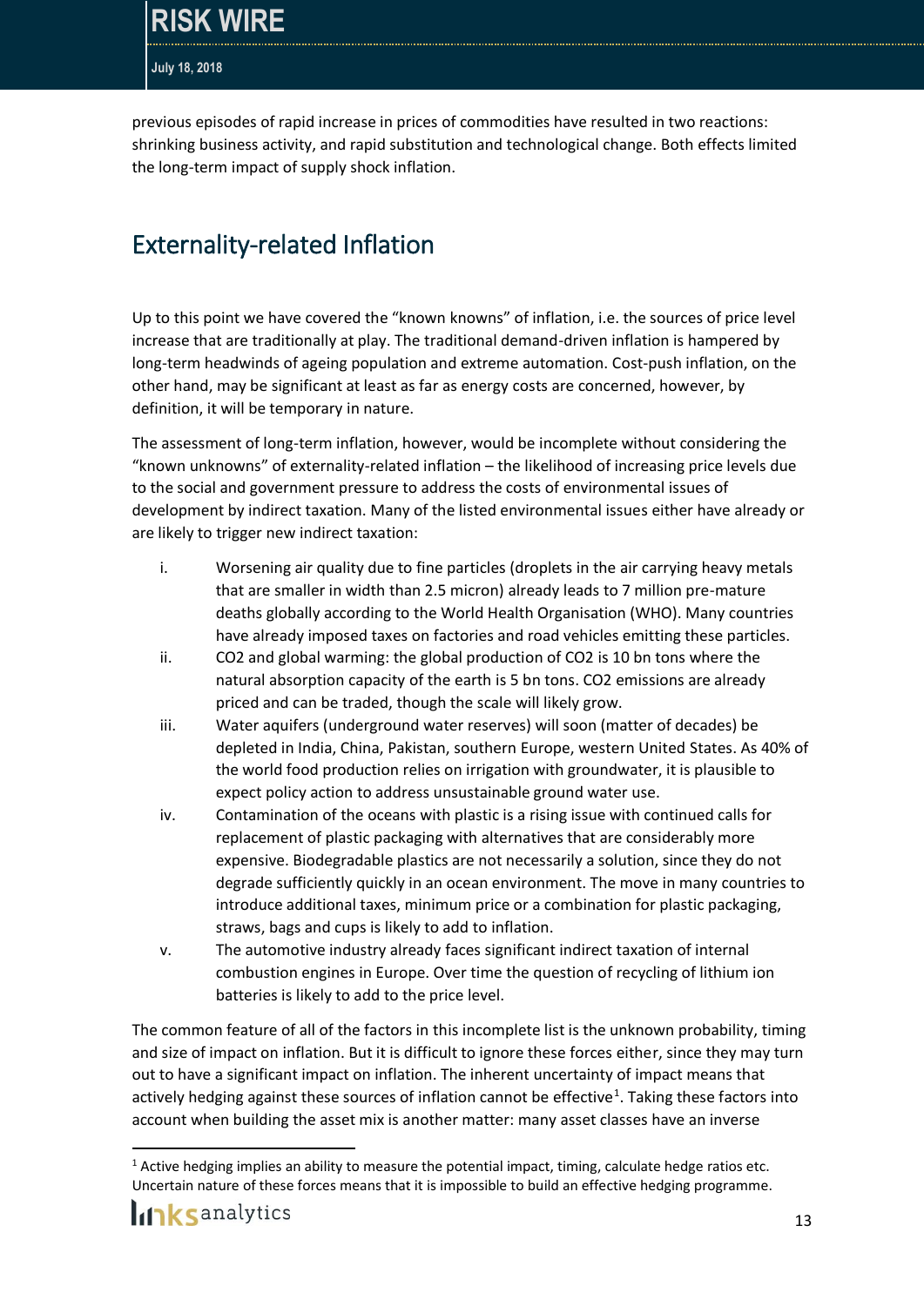previous episodes of rapid increase in prices of commodities have resulted in two reactions: shrinking business activity, and rapid substitution and technological change. Both effects limited the long-term impact of supply shock inflation.

## Externality-related Inflation

Up to this point we have covered the "known knowns" of inflation, i.e. the sources of price level increase that are traditionally at play. The traditional demand-driven inflation is hampered by long-term headwinds of ageing population and extreme automation. Cost-push inflation, on the other hand, may be significant at least as far as energy costs are concerned, however, by definition, it will be temporary in nature.

The assessment of long-term inflation, however, would be incomplete without considering the "known unknowns" of externality-related inflation – the likelihood of increasing price levels due to the social and government pressure to address the costs of environmental issues of development by indirect taxation. Many of the listed environmental issues either have already or are likely to trigger new indirect taxation:

i. Worsening air quality due to fine particles (droplets in the air carrying heavy metals that are smaller in width than 2.5 micron) already leads to 7 million pre-mature deaths globally according to the World Health Organisation (WHO). Many countries have already imposed taxes on factories and road vehicles emitting these particles.
ii. $CO_2$ and global warming: the global production of $CO_2$ is 10 bn tons where the natural absorption capacity of the earth is 5 bn tons. $CO_2$ emissions are already priced and can be traded, though the scale will likely grow.
iii. Water aquifers (underground water reserves) will soon (matter of decades) be depleted in India, China, Pakistan, southern Europe, western United States. As 40% of the world food production relies on irrigation with groundwater, it is plausible to expect policy action to address unsustainable ground water use.
iv. Contamination of the oceans with plastic is a rising issue with continued calls for replacement of plastic packaging with alternatives that are considerably more expensive. Biodegradable plastics are not necessarily a solution, since they do not degrade sufficiently quickly in an ocean environment. The move in many countries to introduce additional taxes, minimum price or a combination for plastic packaging, straws, bags and cups is likely to add to inflation.
v. The automotive industry already faces significant indirect taxation of internal combustion engines in Europe. Over time the question of recycling of lithium ion batteries is likely to add to the price level.

The common feature of all of the factors in this incomplete list is the unknown probability, timing and size of impact on inflation. But it is difficult to ignore these forces either, since they may turn out to have a significant impact on inflation. The inherent uncertainty of impact means that actively hedging against these sources of inflation cannot be effective[1]. Taking these factors into account when building the asset mix is another matter: many asset classes have an inverse

[1] Active hedging implies an ability to measure the potential impact, timing, calculate hedge ratios etc. Uncertain nature of these forces means that it is impossible to build an effective hedging programme.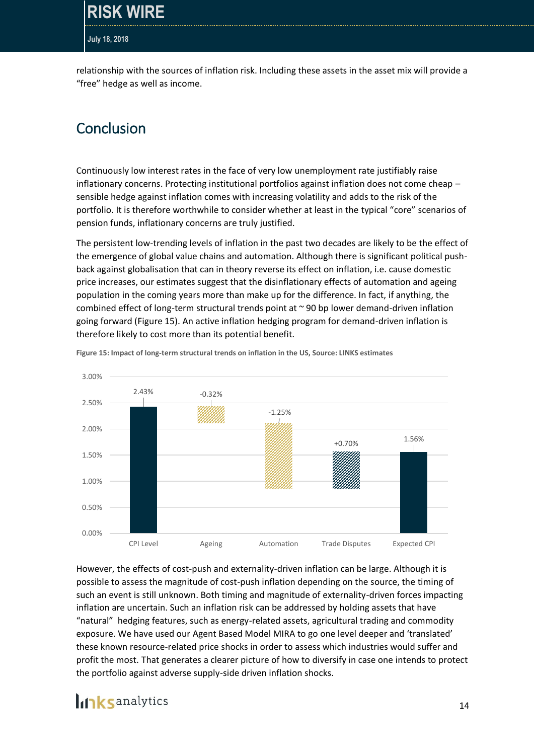relationship with the sources of inflation risk. Including these assets in the asset mix will provide a "free" hedge as well as income.

## Conclusion

Continuously low interest rates in the face of very low unemployment rate justifiably raise inflationary concerns. Protecting institutional portfolios against inflation does not come cheap – sensible hedge against inflation comes with increasing volatility and adds to the risk of the portfolio. It is therefore worthwhile to consider whether at least in the typical "core" scenarios of pension funds, inflationary concerns are truly justified.

The persistent low-trending levels of inflation in the past two decades are likely to be the effect of the emergence of global value chains and automation. Although there is significant political push-back against globalisation that can in theory reverse its effect on inflation, i.e. cause domestic price increases, our estimates suggest that the disinflationary effects of automation and ageing population in the coming years more than make up for the difference. In fact, if anything, the combined effect of long-term structural trends point at ~ 90 bp lower demand-driven inflation going forward (Figure 15). An active inflation hedging program for demand-driven inflation is therefore likely to cost more than its potential benefit.

**Figure 15: Impact of long-term structural trends on inflation in the US, Source: LINKS estimates**

| | CPI Level | Ageing | Automation | Trade Disputes | Expected CPI |
|---|---|---|---|---|---|
| Value | 2.43% | -0.32% | -1.25% | +0.70% | 1.56% |

However, the effects of cost-push and externality-driven inflation can be large. Although it is possible to assess the magnitude of cost-push inflation depending on the source, the timing of such an event is still unknown. Both timing and magnitude of externality-driven forces impacting inflation are uncertain. Such an inflation risk can be addressed by holding assets that have "natural" hedging features, such as energy-related assets, agricultural trading and commodity exposure. We have used our Agent Based Model MIRA to go one level deeper and 'translated' these known resource-related price shocks in order to assess which industries would suffer and profit the most. That generates a clearer picture of how to diversify in case one intends to protect the portfolio against adverse supply-side driven inflation shocks.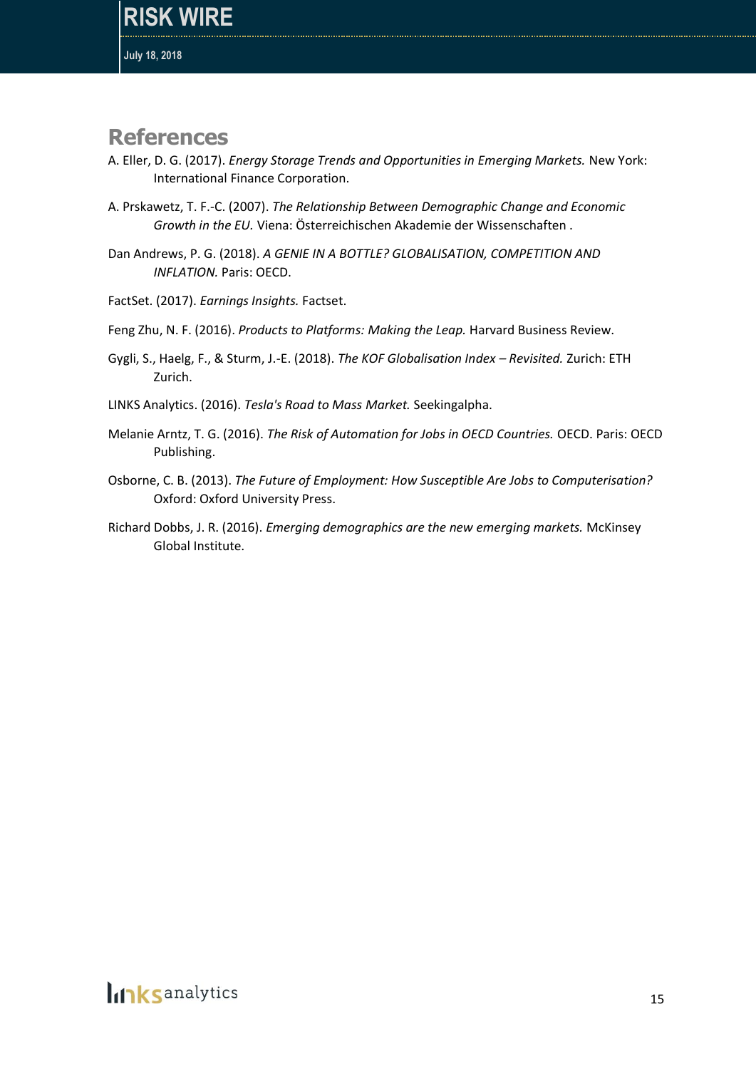# References

A. Eller, D. G. (2017). *Energy Storage Trends and Opportunities in Emerging Markets.* New York: International Finance Corporation.

A. Prskawetz, T. F.-C. (2007). *The Relationship Between Demographic Change and Economic Growth in the EU.* Viena: Österreichischen Akademie der Wissenschaften .

Dan Andrews, P. G. (2018). *A GENIE IN A BOTTLE? GLOBALISATION, COMPETITION AND INFLATION.* Paris: OECD.

FactSet. (2017). *Earnings Insights.* Factset.

Feng Zhu, N. F. (2016). *Products to Platforms: Making the Leap.* Harvard Business Review.

Gygli, S., Haelg, F., & Sturm, J.-E. (2018). *The KOF Globalisation Index – Revisited.* Zurich: ETH Zurich.

LINKS Analytics. (2016). *Tesla's Road to Mass Market.* Seekingalpha.

Melanie Arntz, T. G. (2016). *The Risk of Automation for Jobs in OECD Countries.* OECD. Paris: OECD Publishing.

Osborne, C. B. (2013). *The Future of Employment: How Susceptible Are Jobs to Computerisation?* Oxford: Oxford University Press.

Richard Dobbs, J. R. (2016). *Emerging demographics are the new emerging markets.* McKinsey Global Institute.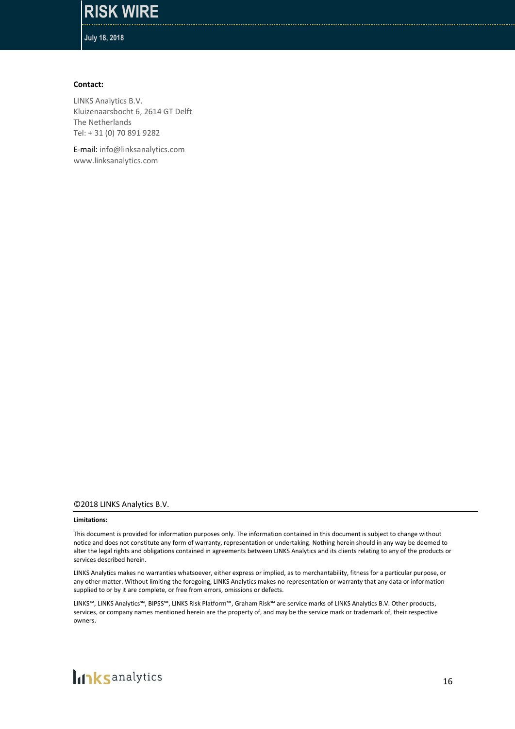**Contact:**

LINKS Analytics B.V.
Kluizenaarsbocht 6, 2614 GT Delft
The Netherlands
Tel: + 31 (0) 70 891 9282

E-mail: info@linksanalytics.com
www.linksanalytics.com

©2018 LINKS Analytics B.V.

**Limitations:**

This document is provided for information purposes only. The information contained in this document is subject to change without notice and does not constitute any form of warranty, representation or undertaking. Nothing herein should in any way be deemed to alter the legal rights and obligations contained in agreements between LINKS Analytics and its clients relating to any of the products or services described herein.

LINKS Analytics makes no warranties whatsoever, either express or implied, as to merchantability, fitness for a particular purpose, or any other matter. Without limiting the foregoing, LINKS Analytics makes no representation or warranty that any data or information supplied to or by it are complete, or free from errors, omissions or defects.

LINKS℠, LINKS Analytics℠, BIPSS℠, LINKS Risk Platform℠, Graham Risk℠ are service marks of LINKS Analytics B.V. Other products, services, or company names mentioned herein are the property of, and may be the service mark or trademark of, their respective owners.